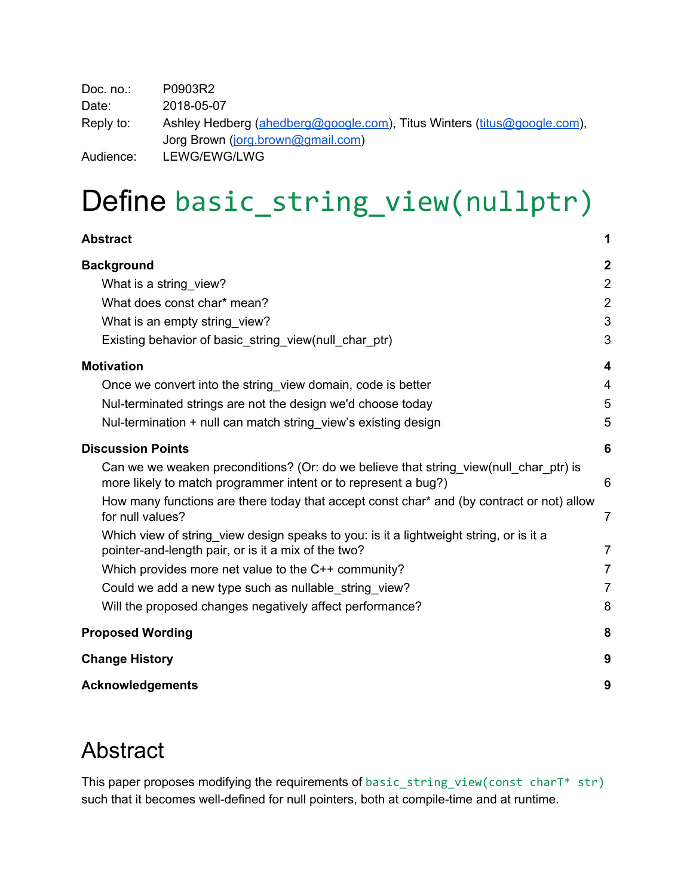Doc. no.: P0903R2
Date: 2018-05-07
Reply to: Ashley Hedberg (ahedberg@google.com), Titus Winters (titus@google.com), Jorg Brown (jorg.brown@gmail.com)
Audience: LEWG/EWG/LWG

# Define `basic_string_view(nullptr)`

**Abstract** 1

**Background** 2

- What is a string_view? 2
- What does const char* mean? 2
- What is an empty string_view? 3
- Existing behavior of basic_string_view(null_char_ptr) 3

**Motivation** 4

- Once we convert into the string_view domain, code is better 4
- Nul-terminated strings are not the design we'd choose today 5
- Nul-termination + null can match string_view's existing design 5

**Discussion Points** 6

- Can we we weaken preconditions? (Or: do we believe that string_view(null_char_ptr) is more likely to match programmer intent or to represent a bug?) 6
- How many functions are there today that accept const char* and (by contract or not) allow for null values? 7
- Which view of string_view design speaks to you: is it a lightweight string, or is it a pointer-and-length pair, or is it a mix of the two? 7
- Which provides more net value to the C++ community? 7
- Could we add a new type such as nullable_string_view? 7
- Will the proposed changes negatively affect performance? 8

**Proposed Wording** 8

**Change History** 9

**Acknowledgements** 9

# Abstract

This paper proposes modifying the requirements of `basic_string_view(const charT* str)` such that it becomes well-defined for null pointers, both at compile-time and at runtime.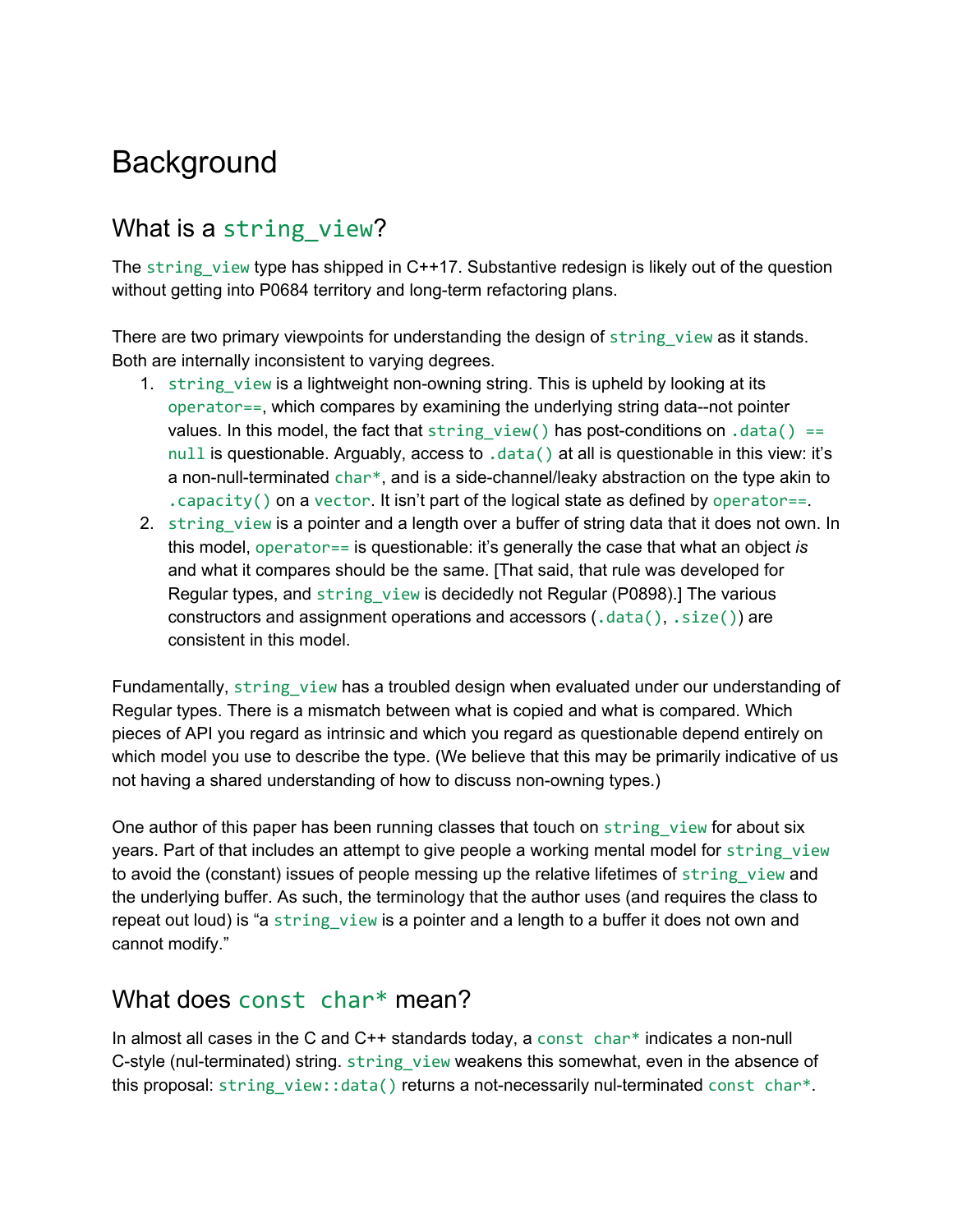# Background

## What is a `string_view`?

The `string_view` type has shipped in C++17. Substantive redesign is likely out of the question without getting into P0684 territory and long-term refactoring plans.

There are two primary viewpoints for understanding the design of `string_view` as it stands. Both are internally inconsistent to varying degrees.

1. `string_view` is a lightweight non-owning string. This is upheld by looking at its `operator==`, which compares by examining the underlying string data--not pointer values. In this model, the fact that `string_view()` has post-conditions on `.data() == null` is questionable. Arguably, access to `.data()` at all is questionable in this view: it's a non-null-terminated `char*`, and is a side-channel/leaky abstraction on the type akin to `.capacity()` on a `vector`. It isn't part of the logical state as defined by `operator==`.
2. `string_view` is a pointer and a length over a buffer of string data that it does not own. In this model, `operator==` is questionable: it's generally the case that what an object *is* and what it compares should be the same. [That said, that rule was developed for Regular types, and `string_view` is decidedly not Regular (P0898).] The various constructors and assignment operations and accessors (`.data()`, `.size()`) are consistent in this model.

Fundamentally, `string_view` has a troubled design when evaluated under our understanding of Regular types. There is a mismatch between what is copied and what is compared. Which pieces of API you regard as intrinsic and which you regard as questionable depend entirely on which model you use to describe the type. (We believe that this may be primarily indicative of us not having a shared understanding of how to discuss non-owning types.)

One author of this paper has been running classes that touch on `string_view` for about six years. Part of that includes an attempt to give people a working mental model for `string_view` to avoid the (constant) issues of people messing up the relative lifetimes of `string_view` and the underlying buffer. As such, the terminology that the author uses (and requires the class to repeat out loud) is "a `string_view` is a pointer and a length to a buffer it does not own and cannot modify."

## What does `const char*` mean?

In almost all cases in the C and C++ standards today, a `const char*` indicates a non-null C-style (nul-terminated) string. `string_view` weakens this somewhat, even in the absence of this proposal: `string_view::data()` returns a not-necessarily nul-terminated `const char*`.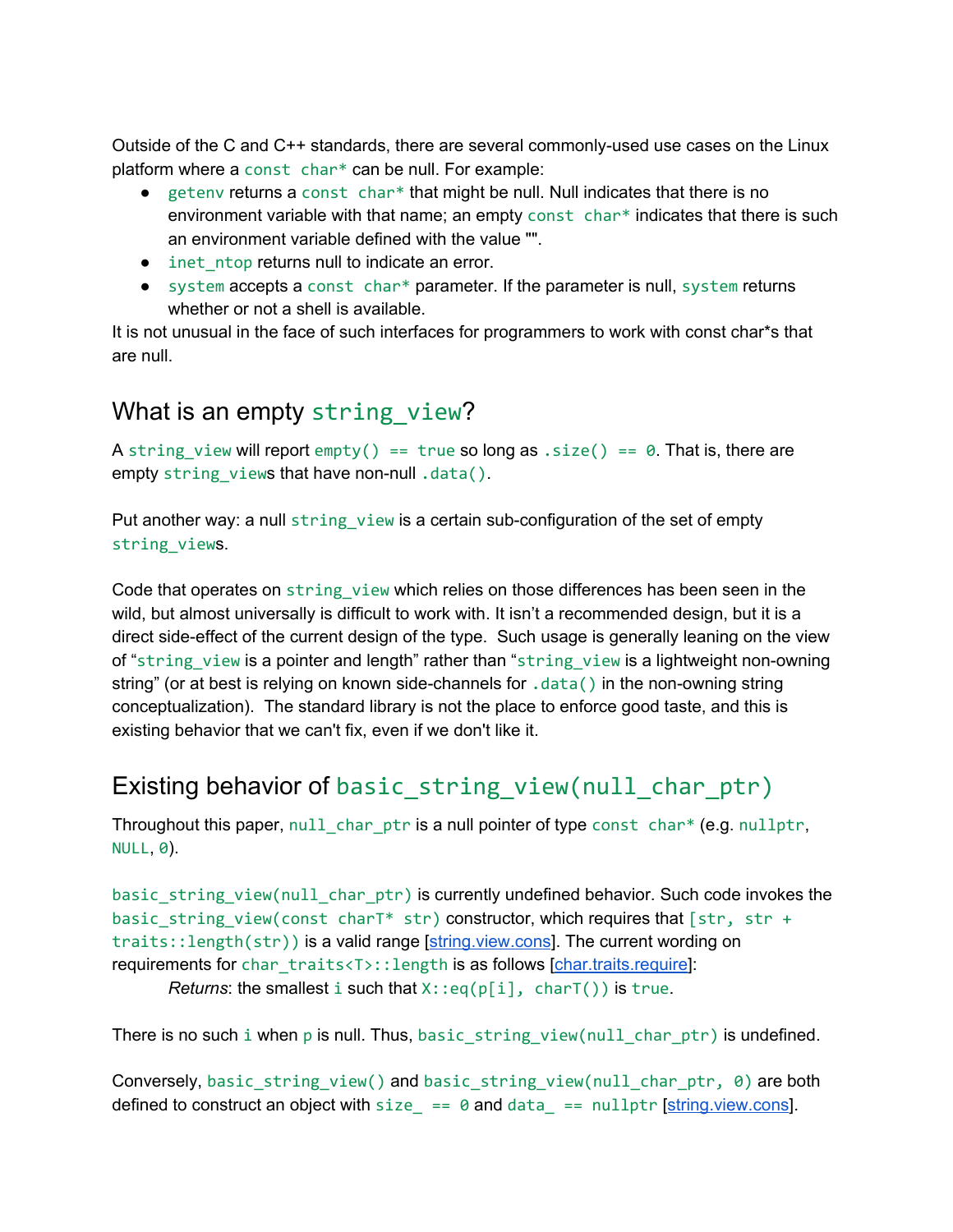Outside of the C and C++ standards, there are several commonly-used use cases on the Linux platform where a `const char*` can be null. For example:

- `getenv` returns a `const char*` that might be null. Null indicates that there is no environment variable with that name; an empty `const char*` indicates that there is such an environment variable defined with the value "".
- `inet_ntop` returns null to indicate an error.
- `system` accepts a `const char*` parameter. If the parameter is null, `system` returns whether or not a shell is available.

It is not unusual in the face of such interfaces for programmers to work with const char*s that are null.

## What is an empty `string_view`?

A `string_view` will report `empty() == true` so long as `.size() == 0`. That is, there are empty `string_view`s that have non-null `.data()`.

Put another way: a null `string_view` is a certain sub-configuration of the set of empty `string_view`s.

Code that operates on `string_view` which relies on those differences has been seen in the wild, but almost universally is difficult to work with. It isn't a recommended design, but it is a direct side-effect of the current design of the type. Such usage is generally leaning on the view of "`string_view` is a pointer and length" rather than "`string_view` is a lightweight non-owning string" (or at best is relying on known side-channels for `.data()` in the non-owning string conceptualization). The standard library is not the place to enforce good taste, and this is existing behavior that we can't fix, even if we don't like it.

## Existing behavior of `basic_string_view(null_char_ptr)`

Throughout this paper, `null_char_ptr` is a null pointer of type `const char*` (e.g. `nullptr`, `NULL`, `0`).

`basic_string_view(null_char_ptr)` is currently undefined behavior. Such code invokes the `basic_string_view(const charT* str)` constructor, which requires that `[str, str + traits::length(str))` is a valid range [string.view.cons]. The current wording on requirements for `char_traits<T>::length` is as follows [char.traits.require]:

> *Returns*: the smallest `i` such that `X::eq(p[i], charT())` is `true`.

There is no such `i` when `p` is null. Thus, `basic_string_view(null_char_ptr)` is undefined.

Conversely, `basic_string_view()` and `basic_string_view(null_char_ptr, 0)` are both defined to construct an object with `size_ == 0` and `data_ == nullptr` [string.view.cons].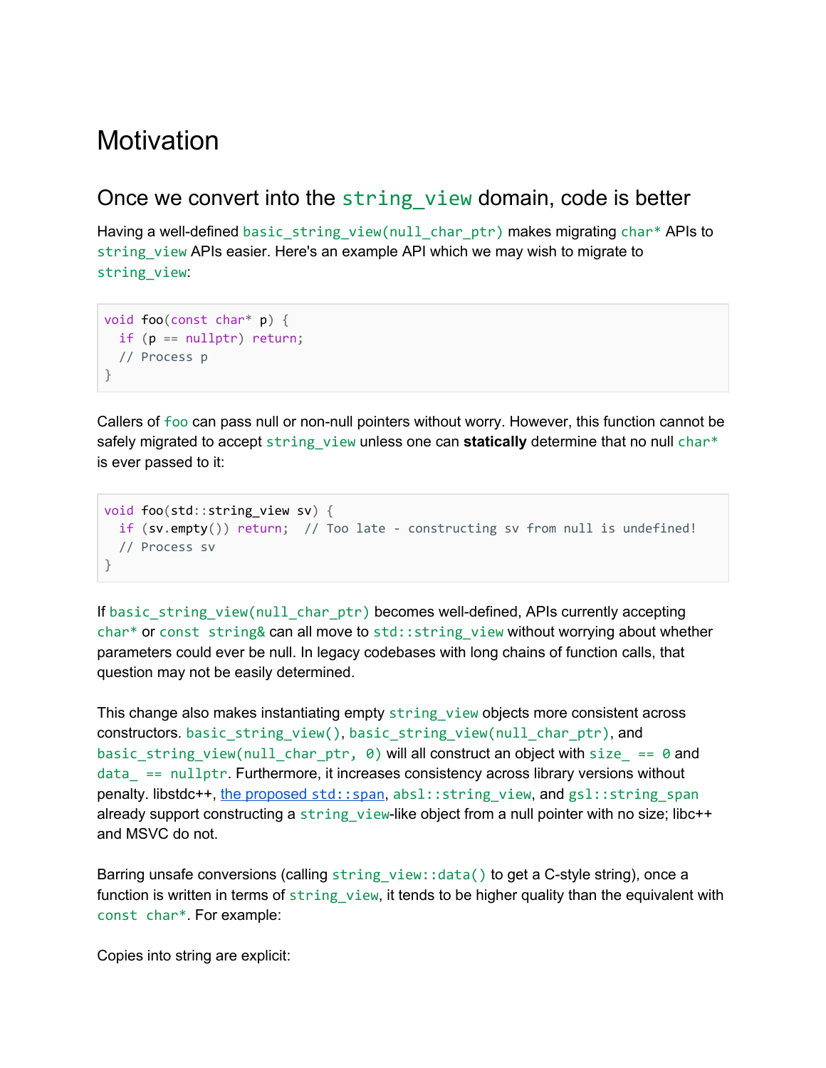# Motivation

## Once we convert into the `string_view` domain, code is better

Having a well-defined `basic_string_view(null_char_ptr)` makes migrating `char*` APIs to `string_view` APIs easier. Here's an example API which we may wish to migrate to `string_view`:

```
void foo(const char* p) {
  if (p == nullptr) return;
  // Process p
}
```

Callers of `foo` can pass null or non-null pointers without worry. However, this function cannot be safely migrated to accept `string_view` unless one can **statically** determine that no null `char*` is ever passed to it:

```
void foo(std::string_view sv) {
  if (sv.empty()) return;  // Too late - constructing sv from null is undefined!
  // Process sv
}
```

If `basic_string_view(null_char_ptr)` becomes well-defined, APIs currently accepting `char*` or `const string&` can all move to `std::string_view` without worrying about whether parameters could ever be null. In legacy codebases with long chains of function calls, that question may not be easily determined.

This change also makes instantiating empty `string_view` objects more consistent across constructors. `basic_string_view()`, `basic_string_view(null_char_ptr)`, and `basic_string_view(null_char_ptr, 0)` will all construct an object with `size_ == 0` and `data_ == nullptr`. Furthermore, it increases consistency across library versions without penalty. libstdc++, [the proposed `std::span`](), `absl::string_view`, and `gsl::string_span` already support constructing a `string_view`-like object from a null pointer with no size; libc++ and MSVC do not.

Barring unsafe conversions (calling `string_view::data()` to get a C-style string), once a function is written in terms of `string_view`, it tends to be higher quality than the equivalent with `const char*`. For example:

Copies into string are explicit: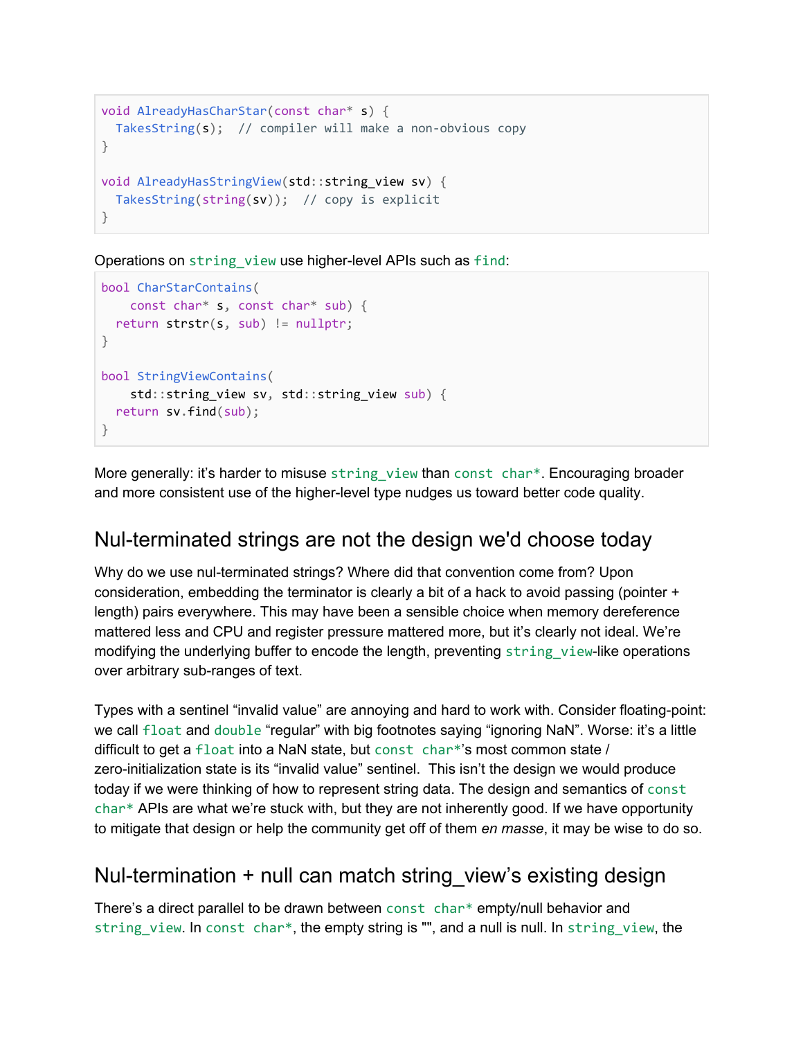```
void AlreadyHasCharStar(const char* s) {
  TakesString(s);  // compiler will make a non-obvious copy
}

void AlreadyHasStringView(std::string_view sv) {
  TakesString(string(sv));  // copy is explicit
}
```

Operations on `string_view` use higher-level APIs such as `find`:

```
bool CharStarContains(
    const char* s, const char* sub) {
  return strstr(s, sub) != nullptr;
}

bool StringViewContains(
    std::string_view sv, std::string_view sub) {
  return sv.find(sub);
}
```

More generally: it's harder to misuse `string_view` than `const char*`. Encouraging broader and more consistent use of the higher-level type nudges us toward better code quality.

## Nul-terminated strings are not the design we'd choose today

Why do we use nul-terminated strings? Where did that convention come from? Upon consideration, embedding the terminator is clearly a bit of a hack to avoid passing (pointer + length) pairs everywhere. This may have been a sensible choice when memory dereference mattered less and CPU and register pressure mattered more, but it's clearly not ideal. We're modifying the underlying buffer to encode the length, preventing `string_view`-like operations over arbitrary sub-ranges of text.

Types with a sentinel "invalid value" are annoying and hard to work with. Consider floating-point: we call `float` and `double` "regular" with big footnotes saying "ignoring NaN". Worse: it's a little difficult to get a `float` into a NaN state, but `const char*`'s most common state / zero-initialization state is its "invalid value" sentinel.  This isn't the design we would produce today if we were thinking of how to represent string data. The design and semantics of `const char*` APIs are what we're stuck with, but they are not inherently good. If we have opportunity to mitigate that design or help the community get off of them *en masse*, it may be wise to do so.

## Nul-termination + null can match string_view's existing design

There's a direct parallel to be drawn between `const char*` empty/null behavior and `string_view`. In `const char*`, the empty string is "", and a null is null. In `string_view`, the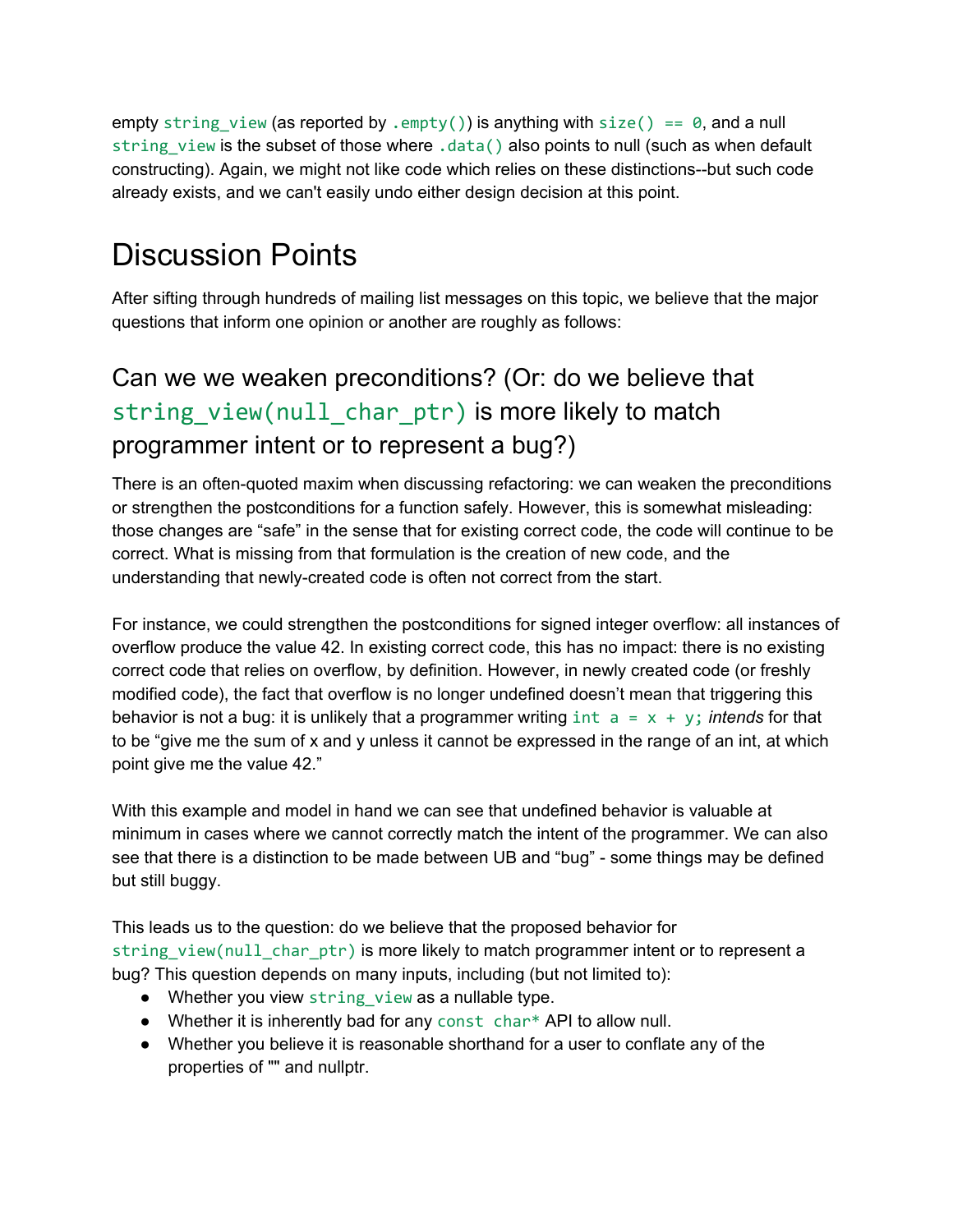empty `string_view` (as reported by `.empty()`) is anything with `size() == 0`, and a null `string_view` is the subset of those where `.data()` also points to null (such as when default constructing). Again, we might not like code which relies on these distinctions--but such code already exists, and we can't easily undo either design decision at this point.

# Discussion Points

After sifting through hundreds of mailing list messages on this topic, we believe that the major questions that inform one opinion or another are roughly as follows:

## Can we we weaken preconditions? (Or: do we believe that `string_view(null_char_ptr)` is more likely to match programmer intent or to represent a bug?)

There is an often-quoted maxim when discussing refactoring: we can weaken the preconditions or strengthen the postconditions for a function safely. However, this is somewhat misleading: those changes are "safe" in the sense that for existing correct code, the code will continue to be correct. What is missing from that formulation is the creation of new code, and the understanding that newly-created code is often not correct from the start.

For instance, we could strengthen the postconditions for signed integer overflow: all instances of overflow produce the value 42. In existing correct code, this has no impact: there is no existing correct code that relies on overflow, by definition. However, in newly created code (or freshly modified code), the fact that overflow is no longer undefined doesn't mean that triggering this behavior is not a bug: it is unlikely that a programmer writing `int a = x + y;` *intends* for that to be "give me the sum of x and y unless it cannot be expressed in the range of an int, at which point give me the value 42."

With this example and model in hand we can see that undefined behavior is valuable at minimum in cases where we cannot correctly match the intent of the programmer. We can also see that there is a distinction to be made between UB and "bug" - some things may be defined but still buggy.

This leads us to the question: do we believe that the proposed behavior for `string_view(null_char_ptr)` is more likely to match programmer intent or to represent a bug? This question depends on many inputs, including (but not limited to):

- Whether you view `string_view` as a nullable type.
- Whether it is inherently bad for any `const char*` API to allow null.
- Whether you believe it is reasonable shorthand for a user to conflate any of the properties of "" and nullptr.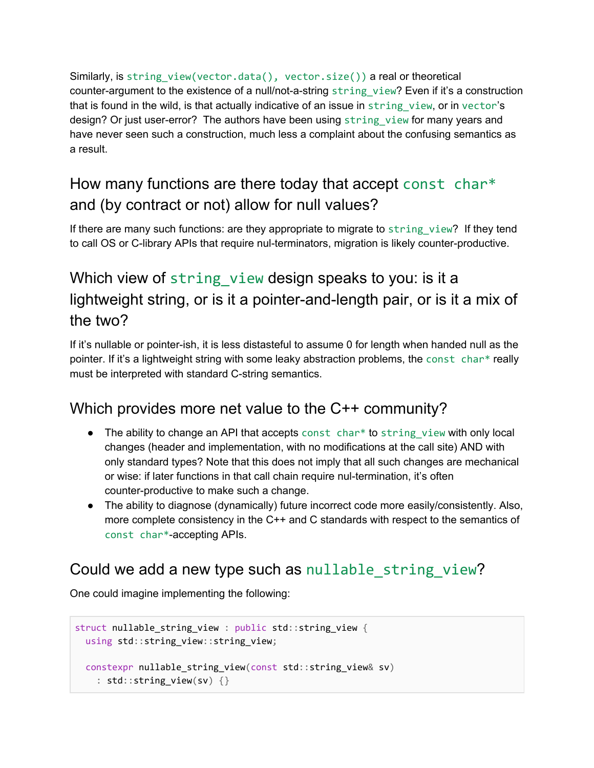Similarly, is `string_view(vector.data(), vector.size())` a real or theoretical counter-argument to the existence of a null/not-a-string `string_view`? Even if it's a construction that is found in the wild, is that actually indicative of an issue in `string_view`, or in `vector`'s design? Or just user-error? The authors have been using `string_view` for many years and have never seen such a construction, much less a complaint about the confusing semantics as a result.

## How many functions are there today that accept `const char*` and (by contract or not) allow for null values?

If there are many such functions: are they appropriate to migrate to `string_view`? If they tend to call OS or C-library APIs that require nul-terminators, migration is likely counter-productive.

## Which view of `string_view` design speaks to you: is it a lightweight string, or is it a pointer-and-length pair, or is it a mix of the two?

If it's nullable or pointer-ish, it is less distasteful to assume 0 for length when handed null as the pointer. If it's a lightweight string with some leaky abstraction problems, the `const char*` really must be interpreted with standard C-string semantics.

## Which provides more net value to the C++ community?

- The ability to change an API that accepts `const char*` to `string_view` with only local changes (header and implementation, with no modifications at the call site) AND with only standard types? Note that this does not imply that all such changes are mechanical or wise: if later functions in that call chain require nul-termination, it's often counter-productive to make such a change.
- The ability to diagnose (dynamically) future incorrect code more easily/consistently. Also, more complete consistency in the C++ and C standards with respect to the semantics of `const char*`-accepting APIs.

## Could we add a new type such as `nullable_string_view`?

One could imagine implementing the following:

```
struct nullable_string_view : public std::string_view {
  using std::string_view::string_view;

  constexpr nullable_string_view(const std::string_view& sv)
    : std::string_view(sv) {}
```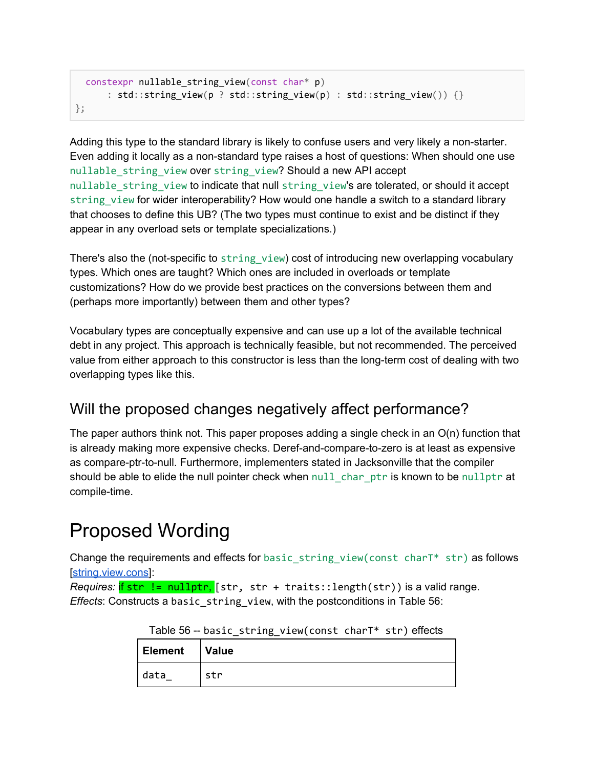```
  constexpr nullable_string_view(const char* p)
      : std::string_view(p ? std::string_view(p) : std::string_view()) {}
};
```

Adding this type to the standard library is likely to confuse users and very likely a non-starter. Even adding it locally as a non-standard type raises a host of questions: When should one use `nullable_string_view` over `string_view`? Should a new API accept `nullable_string_view` to indicate that null `string_view`'s are tolerated, or should it accept `string_view` for wider interoperability? How would one handle a switch to a standard library that chooses to define this UB? (The two types must continue to exist and be distinct if they appear in any overload sets or template specializations.)

There's also the (not-specific to `string_view`) cost of introducing new overlapping vocabulary types. Which ones are taught? Which ones are included in overloads or template customizations? How do we provide best practices on the conversions between them and (perhaps more importantly) between them and other types?

Vocabulary types are conceptually expensive and can use up a lot of the available technical debt in any project. This approach is technically feasible, but not recommended. The perceived value from either approach to this constructor is less than the long-term cost of dealing with two overlapping types like this.

## Will the proposed changes negatively affect performance?

The paper authors think not. This paper proposes adding a single check in an O(n) function that is already making more expensive checks. Deref-and-compare-to-zero is at least as expensive as compare-ptr-to-null. Furthermore, implementers stated in Jacksonville that the compiler should be able to elide the null pointer check when `null_char_ptr` is known to be `nullptr` at compile-time.

# Proposed Wording

Change the requirements and effects for `basic_string_view(const charT* str)` as follows [string.view.cons]:

*Requires:* `if str != nullptr,` `[str, str + traits::length(str))` is a valid range.

*Effects*: Constructs a `basic_string_view`, with the postconditions in Table 56:

Table 56 -- `basic_string_view(const charT* str)` effects

| Element | Value |
|---|---|
| `data_` | `str` |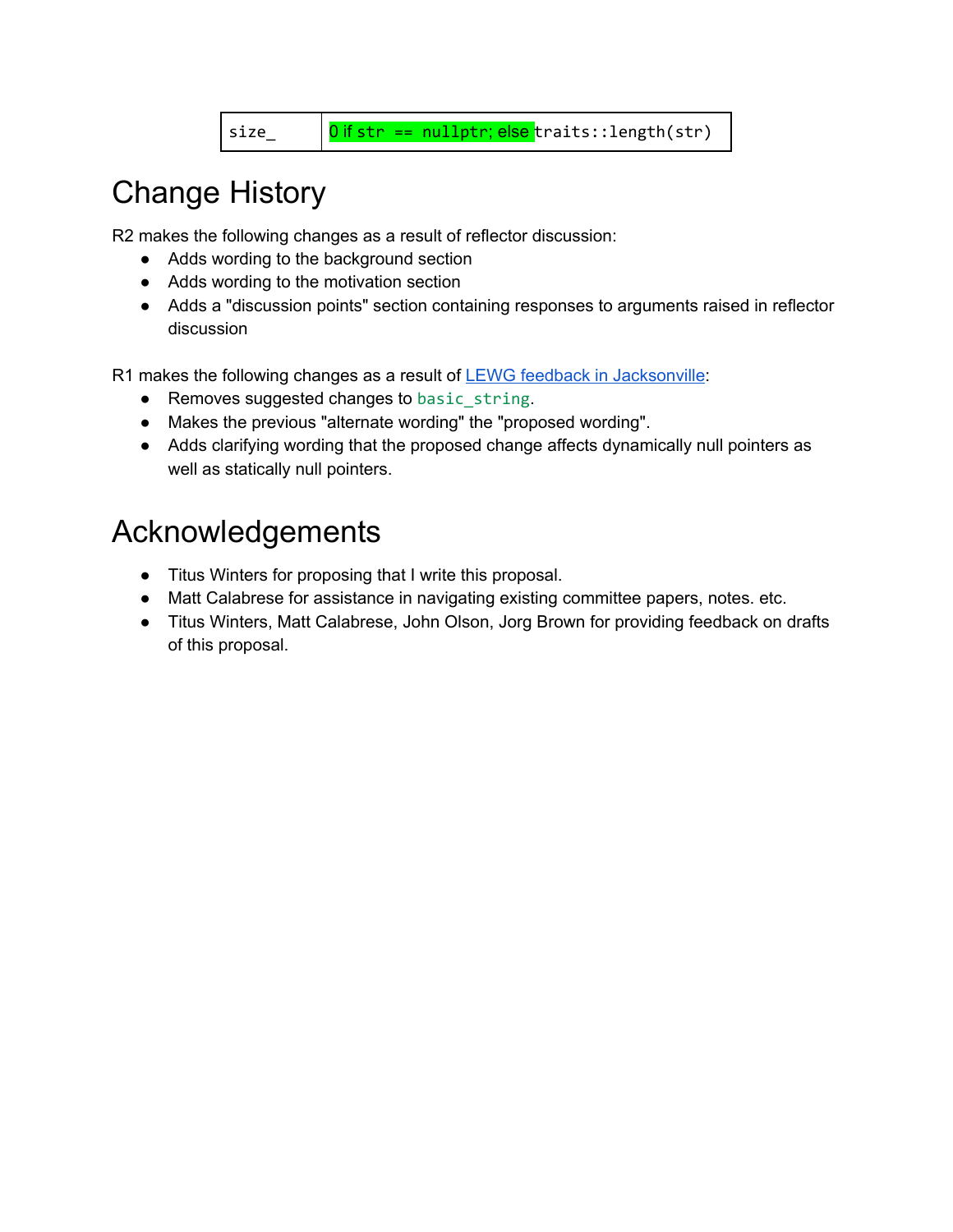| | |
|---|---|
| size_ | 0 if `str == nullptr`; else `traits::length(str)` |

# Change History

R2 makes the following changes as a result of reflector discussion:

- Adds wording to the background section
- Adds wording to the motivation section
- Adds a "discussion points" section containing responses to arguments raised in reflector discussion

R1 makes the following changes as a result of LEWG feedback in Jacksonville:

- Removes suggested changes to `basic_string`.
- Makes the previous "alternate wording" the "proposed wording".
- Adds clarifying wording that the proposed change affects dynamically null pointers as well as statically null pointers.

# Acknowledgements

- Titus Winters for proposing that I write this proposal.
- Matt Calabrese for assistance in navigating existing committee papers, notes. etc.
- Titus Winters, Matt Calabrese, John Olson, Jorg Brown for providing feedback on drafts of this proposal.